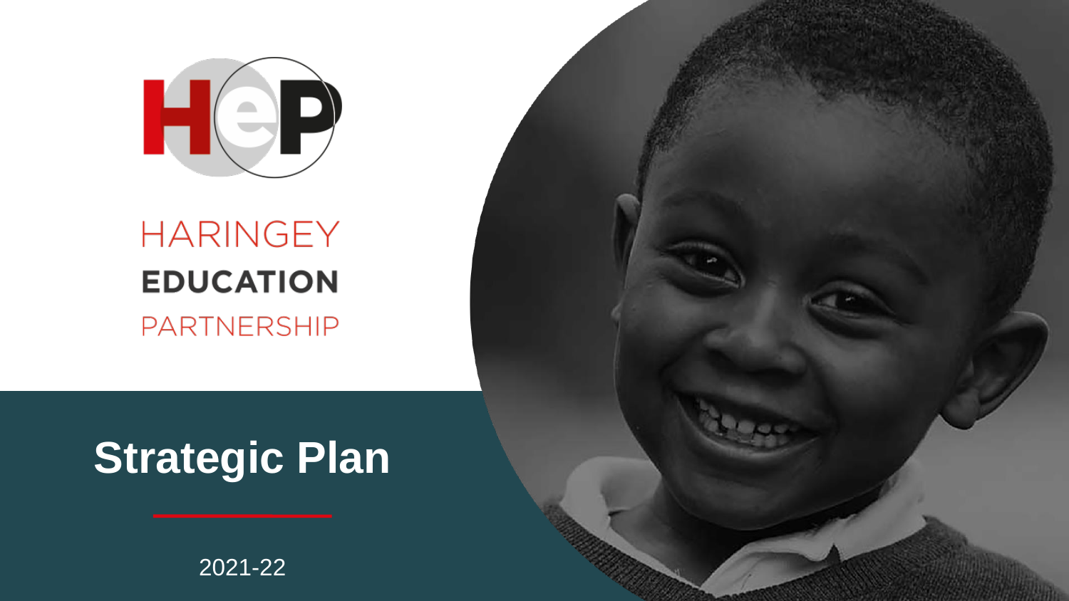HARINGEY
**EDUCATION**
PARTNERSHIP

# Strategic Plan

2021-22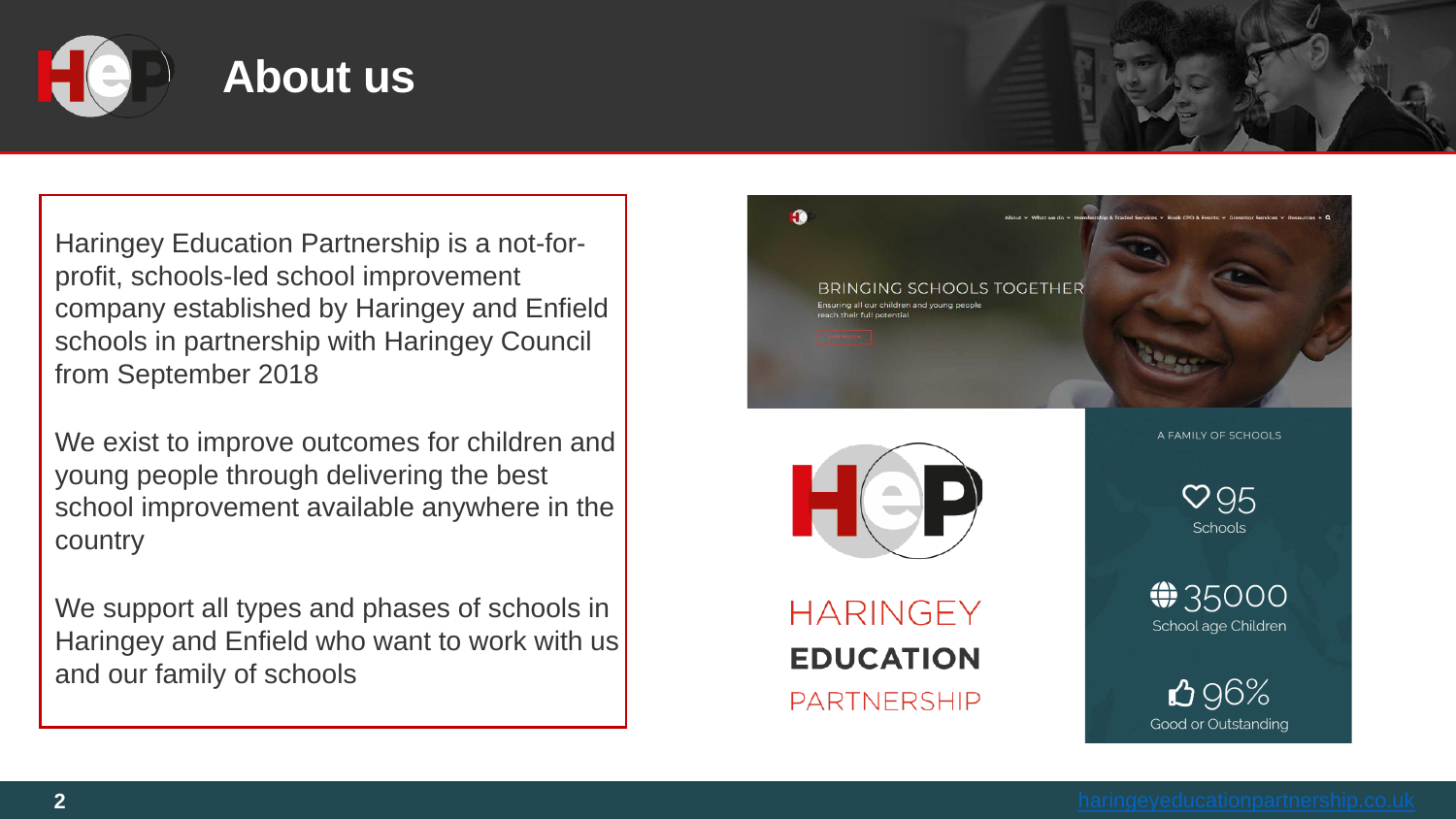# About us

Haringey Education Partnership is a not-for-profit, schools-led school improvement company established by Haringey and Enfield schools in partnership with Haringey Council from September 2018

We exist to improve outcomes for children and young people through delivering the best school improvement available anywhere in the country

We support all types and phases of schools in Haringey and Enfield who want to work with us and our family of schools

BRINGING SCHOOLS TOGETHER

Ensuring all our children and young people reach their full potential

HARINGEY EDUCATION PARTNERSHIP

A FAMILY OF SCHOOLS

95 Schools

35000 School age Children

96% Good or Outstanding

haringeyeducationpartnership.co.uk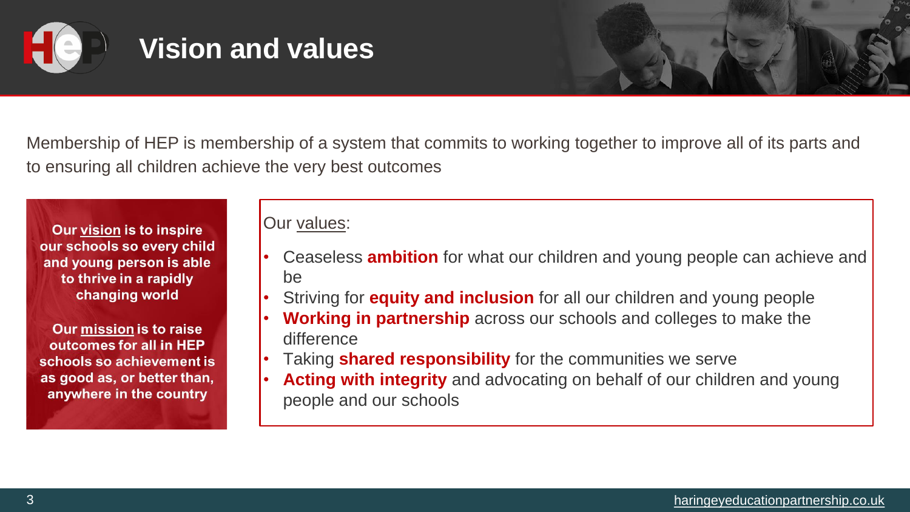# Vision and values

Membership of HEP is membership of a system that commits to working together to improve all of its parts and to ensuring all children achieve the very best outcomes

**Our vision is to inspire our schools so every child and young person is able to thrive in a rapidly changing world**

**Our mission is to raise outcomes for all in HEP schools so achievement is as good as, or better than, anywhere in the country**

Our values:

- Ceaseless **ambition** for what our children and young people can achieve and be
- Striving for **equity and inclusion** for all our children and young people
- **Working in partnership** across our schools and colleges to make the difference
- Taking **shared responsibility** for the communities we serve
- **Acting with integrity** and advocating on behalf of our children and young people and our schools

haringeyeducationpartnership.co.uk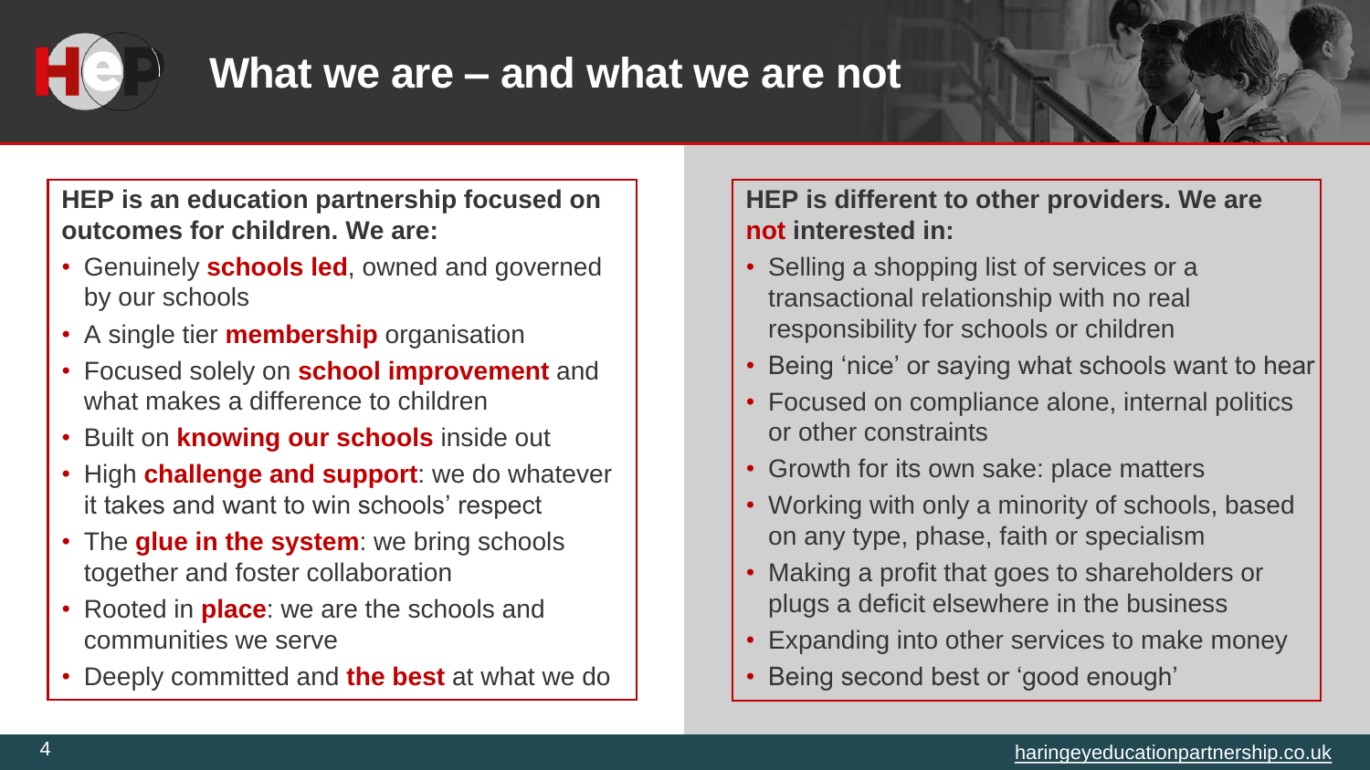# What we are – and what we are not

**HEP is an education partnership focused on outcomes for children. We are:**

- Genuinely **schools led**, owned and governed by our schools
- A single tier **membership** organisation
- Focused solely on **school improvement** and what makes a difference to children
- Built on **knowing our schools** inside out
- High **challenge and support**: we do whatever it takes and want to win schools' respect
- The **glue in the system**: we bring schools together and foster collaboration
- Rooted in **place**: we are the schools and communities we serve
- Deeply committed and **the best** at what we do

**HEP is different to other providers. We are not interested in:**

- Selling a shopping list of services or a transactional relationship with no real responsibility for schools or children
- Being 'nice' or saying what schools want to hear
- Focused on compliance alone, internal politics or other constraints
- Growth for its own sake: place matters
- Working with only a minority of schools, based on any type, phase, faith or specialism
- Making a profit that goes to shareholders or plugs a deficit elsewhere in the business
- Expanding into other services to make money
- Being second best or 'good enough'

haringeyeducationpartnership.co.uk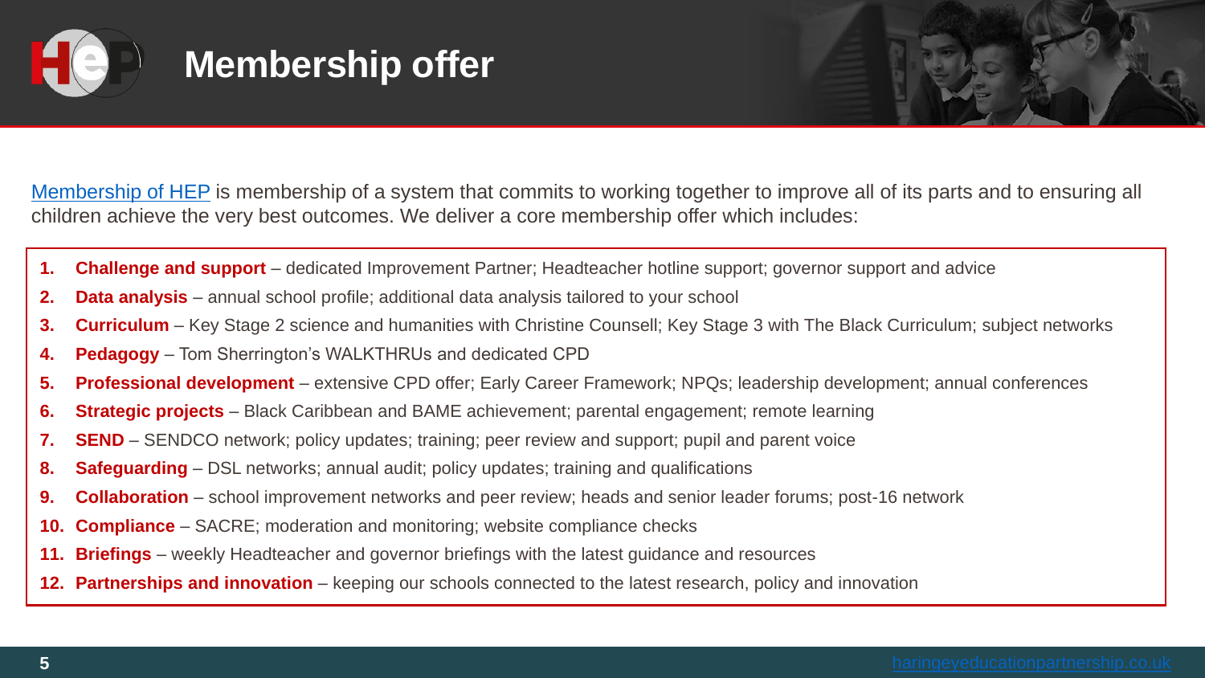# Membership offer

[Membership of HEP](#) is membership of a system that commits to working together to improve all of its parts and to ensuring all children achieve the very best outcomes. We deliver a core membership offer which includes:

1. **Challenge and support** – dedicated Improvement Partner; Headteacher hotline support; governor support and advice
2. **Data analysis** – annual school profile; additional data analysis tailored to your school
3. **Curriculum** – Key Stage 2 science and humanities with Christine Counsell; Key Stage 3 with The Black Curriculum; subject networks
4. **Pedagogy** – Tom Sherrington's WALKTHRUs and dedicated CPD
5. **Professional development** – extensive CPD offer; Early Career Framework; NPQs; leadership development; annual conferences
6. **Strategic projects** – Black Caribbean and BAME achievement; parental engagement; remote learning
7. **SEND** – SENDCO network; policy updates; training; peer review and support; pupil and parent voice
8. **Safeguarding** – DSL networks; annual audit; policy updates; training and qualifications
9. **Collaboration** – school improvement networks and peer review; heads and senior leader forums; post-16 network
10. **Compliance** – SACRE; moderation and monitoring; website compliance checks
11. **Briefings** – weekly Headteacher and governor briefings with the latest guidance and resources
12. **Partnerships and innovation** – keeping our schools connected to the latest research, policy and innovation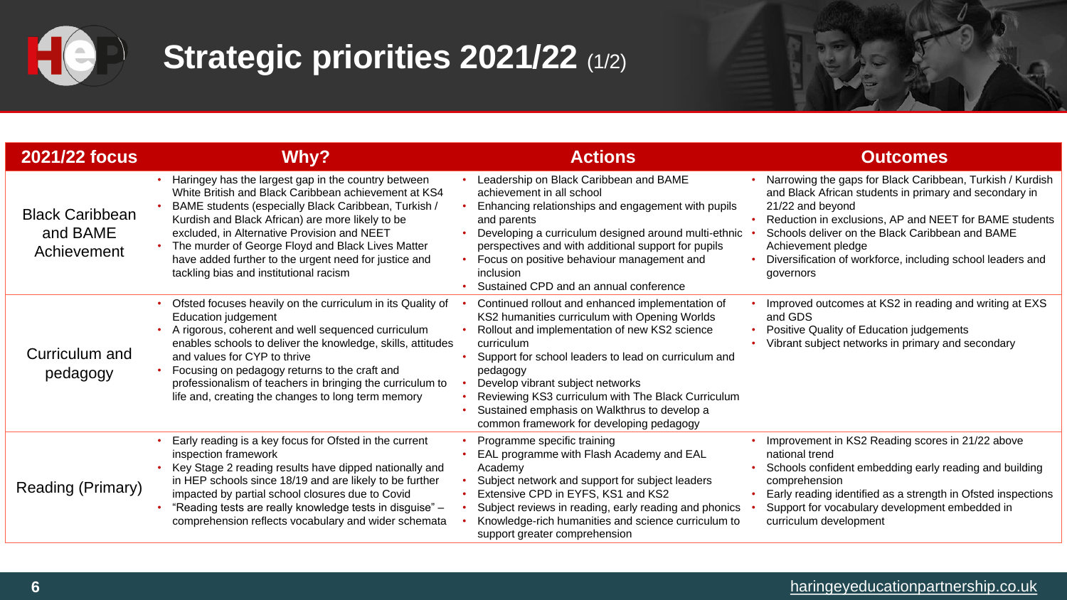# Strategic priorities 2021/22 (1/2)

| 2021/22 focus | Why? | Actions | Outcomes |
|---|---|---|---|
| Black Caribbean and BAME Achievement | • Haringey has the largest gap in the country between White British and Black Caribbean achievement at KS4<br>• BAME students (especially Black Caribbean, Turkish / Kurdish and Black African) are more likely to be excluded, in Alternative Provision and NEET<br>• The murder of George Floyd and Black Lives Matter have added further to the urgent need for justice and tackling bias and institutional racism | • Leadership on Black Caribbean and BAME achievement in all school<br>• Enhancing relationships and engagement with pupils and parents<br>• Developing a curriculum designed around multi-ethnic perspectives and with additional support for pupils<br>• Focus on positive behaviour management and inclusion<br>• Sustained CPD and an annual conference | • Narrowing the gaps for Black Caribbean, Turkish / Kurdish and Black African students in primary and secondary in 21/22 and beyond<br>• Reduction in exclusions, AP and NEET for BAME students<br>• Schools deliver on the Black Caribbean and BAME Achievement pledge<br>• Diversification of workforce, including school leaders and governors |
| Curriculum and pedagogy | • Ofsted focuses heavily on the curriculum in its Quality of Education judgement<br>• A rigorous, coherent and well sequenced curriculum enables schools to deliver the knowledge, skills, attitudes and values for CYP to thrive<br>• Focusing on pedagogy returns to the craft and professionalism of teachers in bringing the curriculum to life and, creating the changes to long term memory | • Continued rollout and enhanced implementation of KS2 humanities curriculum with Opening Worlds<br>• Rollout and implementation of new KS2 science curriculum<br>• Support for school leaders to lead on curriculum and pedagogy<br>• Develop vibrant subject networks<br>• Reviewing KS3 curriculum with The Black Curriculum<br>• Sustained emphasis on Walkthrus to develop a common framework for developing pedagogy | • Improved outcomes at KS2 in reading and writing at EXS and GDS<br>• Positive Quality of Education judgements<br>• Vibrant subject networks in primary and secondary |
| Reading (Primary) | • Early reading is a key focus for Ofsted in the current inspection framework<br>• Key Stage 2 reading results have dipped nationally and in HEP schools since 18/19 and are likely to be further impacted by partial school closures due to Covid<br>• "Reading tests are really knowledge tests in disguise" – comprehension reflects vocabulary and wider schemata | • Programme specific training<br>• EAL programme with Flash Academy and EAL Academy<br>• Subject network and support for subject leaders<br>• Extensive CPD in EYFS, KS1 and KS2<br>• Subject reviews in reading, early reading and phonics<br>• Knowledge-rich humanities and science curriculum to support greater comprehension | • Improvement in KS2 Reading scores in 21/22 above national trend<br>• Schools confident embedding early reading and building comprehension<br>• Early reading identified as a strength in Ofsted inspections<br>• Support for vocabulary development embedded in curriculum development |

haringeyeducationpartnership.co.uk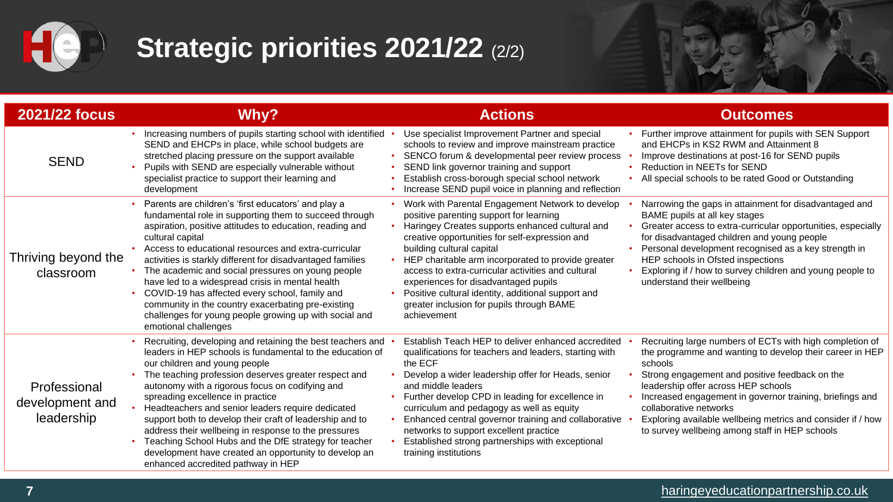# Strategic priorities 2021/22 (2/2)

| 2021/22 focus | Why? | Actions | Outcomes |
|---|---|---|---|
| SEND | • Increasing numbers of pupils starting school with identified SEND and EHCPs in place, while school budgets are stretched placing pressure on the support available<br>• Pupils with SEND are especially vulnerable without specialist practice to support their learning and development | • Use specialist Improvement Partner and special schools to review and improve mainstream practice<br>• SENCO forum & developmental peer review process<br>• SEND link governor training and support<br>• Establish cross-borough special school network<br>• Increase SEND pupil voice in planning and reflection | • Further improve attainment for pupils with SEN Support and EHCPs in KS2 RWM and Attainment 8<br>• Improve destinations at post-16 for SEND pupils<br>• Reduction in NEETs for SEND<br>• All special schools to be rated Good or Outstanding |
| Thriving beyond the classroom | • Parents are children's 'first educators' and play a fundamental role in supporting them to succeed through aspiration, positive attitudes to education, reading and cultural capital<br>• Access to educational resources and extra-curricular activities is starkly different for disadvantaged families<br>• The academic and social pressures on young people have led to a widespread crisis in mental health<br>• COVID-19 has affected every school, family and community in the country exacerbating pre-existing challenges for young people growing up with social and emotional challenges | • Work with Parental Engagement Network to develop positive parenting support for learning<br>• Haringey Creates supports enhanced cultural and creative opportunities for self-expression and building cultural capital<br>• HEP charitable arm incorporated to provide greater access to extra-curricular activities and cultural experiences for disadvantaged pupils<br>• Positive cultural identity, additional support and greater inclusion for pupils through BAME achievement | • Narrowing the gaps in attainment for disadvantaged and BAME pupils at all key stages<br>• Greater access to extra-curricular opportunities, especially for disadvantaged children and young people<br>• Personal development recognised as a key strength in HEP schools in Ofsted inspections<br>• Exploring if / how to survey children and young people to understand their wellbeing |
| Professional development and leadership | • Recruiting, developing and retaining the best teachers and leaders in HEP schools is fundamental to the education of our children and young people<br>• The teaching profession deserves greater respect and autonomy with a rigorous focus on codifying and spreading excellence in practice<br>• Headteachers and senior leaders require dedicated support both to develop their craft of leadership and to address their wellbeing in response to the pressures<br>• Teaching School Hubs and the DfE strategy for teacher development have created an opportunity to develop an enhanced accredited pathway in HEP | • Establish Teach HEP to deliver enhanced accredited qualifications for teachers and leaders, starting with the ECF<br>• Develop a wider leadership offer for Heads, senior and middle leaders<br>• Further develop CPD in leading for excellence in curriculum and pedagogy as well as equity<br>• Enhanced central governor training and collaborative networks to support excellent practice<br>• Established strong partnerships with exceptional training institutions | • Recruiting large numbers of ECTs with high completion of the programme and wanting to develop their career in HEP schools<br>• Strong engagement and positive feedback on the leadership offer across HEP schools<br>• Increased engagement in governor training, briefings and collaborative networks<br>• Exploring available wellbeing metrics and consider if / how to survey wellbeing among staff in HEP schools |

haringeyeducationpartnership.co.uk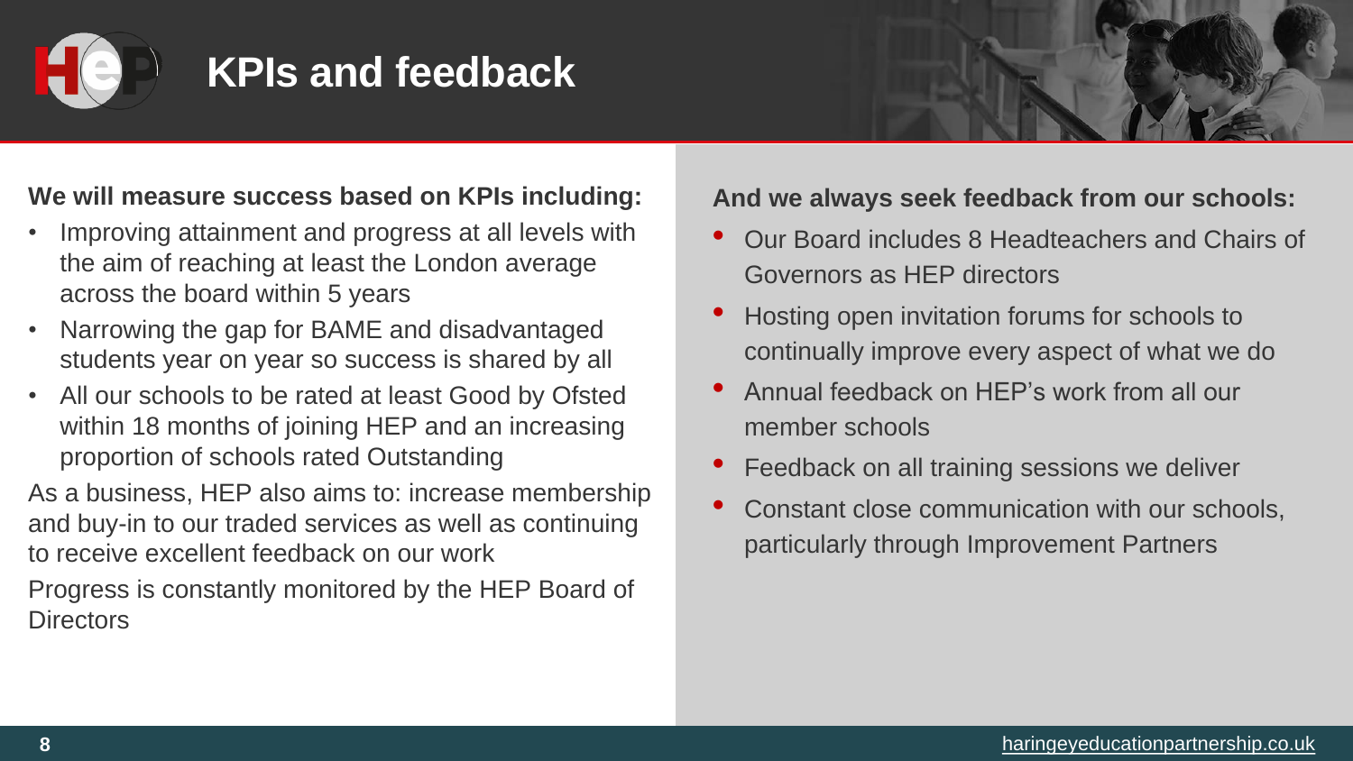# KPIs and feedback

**We will measure success based on KPIs including:**

- Improving attainment and progress at all levels with the aim of reaching at least the London average across the board within 5 years
- Narrowing the gap for BAME and disadvantaged students year on year so success is shared by all
- All our schools to be rated at least Good by Ofsted within 18 months of joining HEP and an increasing proportion of schools rated Outstanding

As a business, HEP also aims to: increase membership and buy-in to our traded services as well as continuing to receive excellent feedback on our work

Progress is constantly monitored by the HEP Board of Directors

**And we always seek feedback from our schools:**

- Our Board includes 8 Headteachers and Chairs of Governors as HEP directors
- Hosting open invitation forums for schools to continually improve every aspect of what we do
- Annual feedback on HEP's work from all our member schools
- Feedback on all training sessions we deliver
- Constant close communication with our schools, particularly through Improvement Partners

haringeyeducationpartnership.co.uk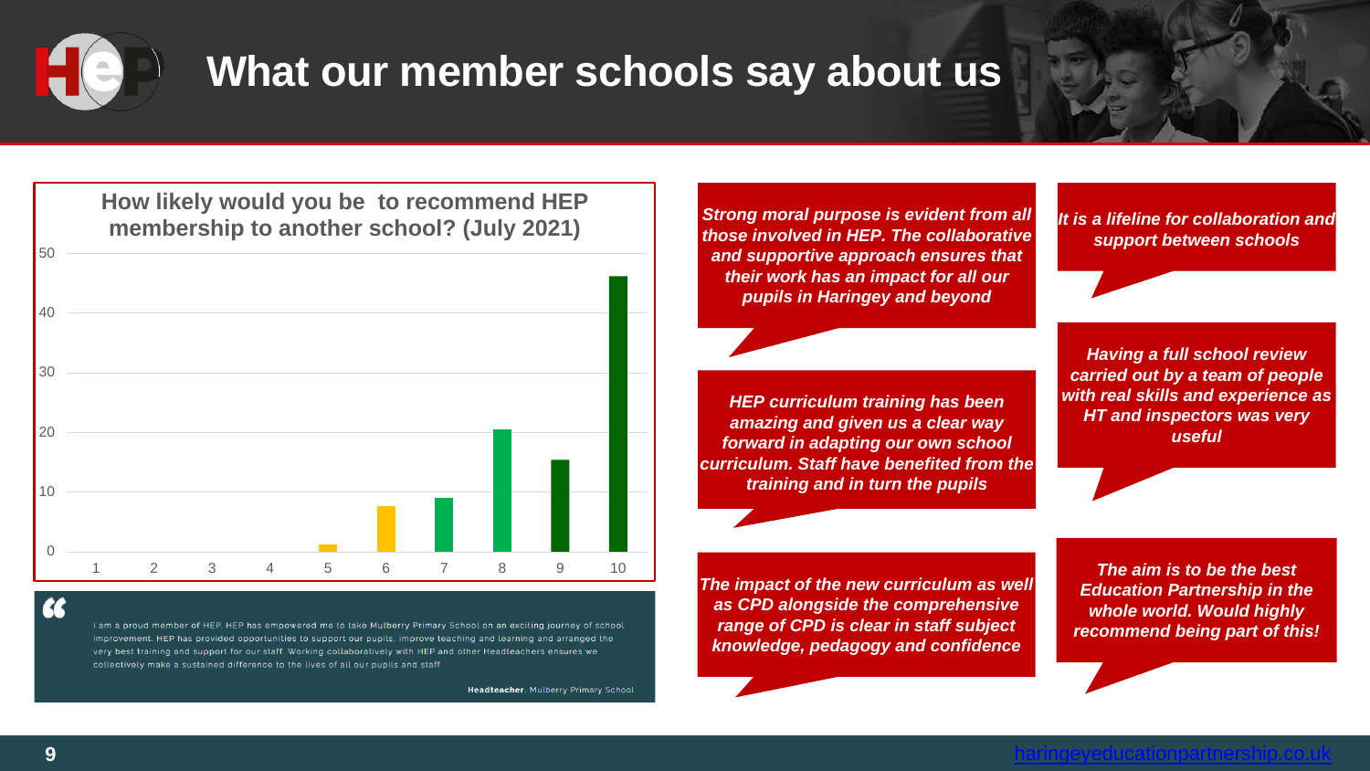# What our member schools say about us

**How likely would you be to recommend HEP membership to another school? (July 2021)**

| Score | 1 | 2 | 3 | 4 | 5 | 6 | 7 | 8 | 9 | 10 |
|---|---|---|---|---|---|---|---|---|---|---|
| Responses (approx.) | 0 | 0 | 0 | 0 | 1 | 8 | 9 | 21 | 15 | 46 |

"I am a proud member of HEP. HEP has empowered me to take Mulberry Primary School on an exciting journey of school improvement. HEP has provided opportunities to support our pupils, improve teaching and learning and arranged the very best training and support for our staff. Working collaboratively with HEP and other Headteachers ensures we collectively make a sustained difference to the lives of all our pupils and staff"

**Headteacher**, Mulberry Primary School

*Strong moral purpose is evident from all those involved in HEP. The collaborative and supportive approach ensures that their work has an impact for all our pupils in Haringey and beyond*

*It is a lifeline for collaboration and support between schools*

*HEP curriculum training has been amazing and given us a clear way forward in adapting our own school curriculum. Staff have benefited from the training and in turn the pupils*

*Having a full school review carried out by a team of people with real skills and experience as HT and inspectors was very useful*

*The impact of the new curriculum as well as CPD alongside the comprehensive range of CPD is clear in staff subject knowledge, pedagogy and confidence*

*The aim is to be the best Education Partnership in the whole world. Would highly recommend being part of this!*

haringeyeducationpartnership.co.uk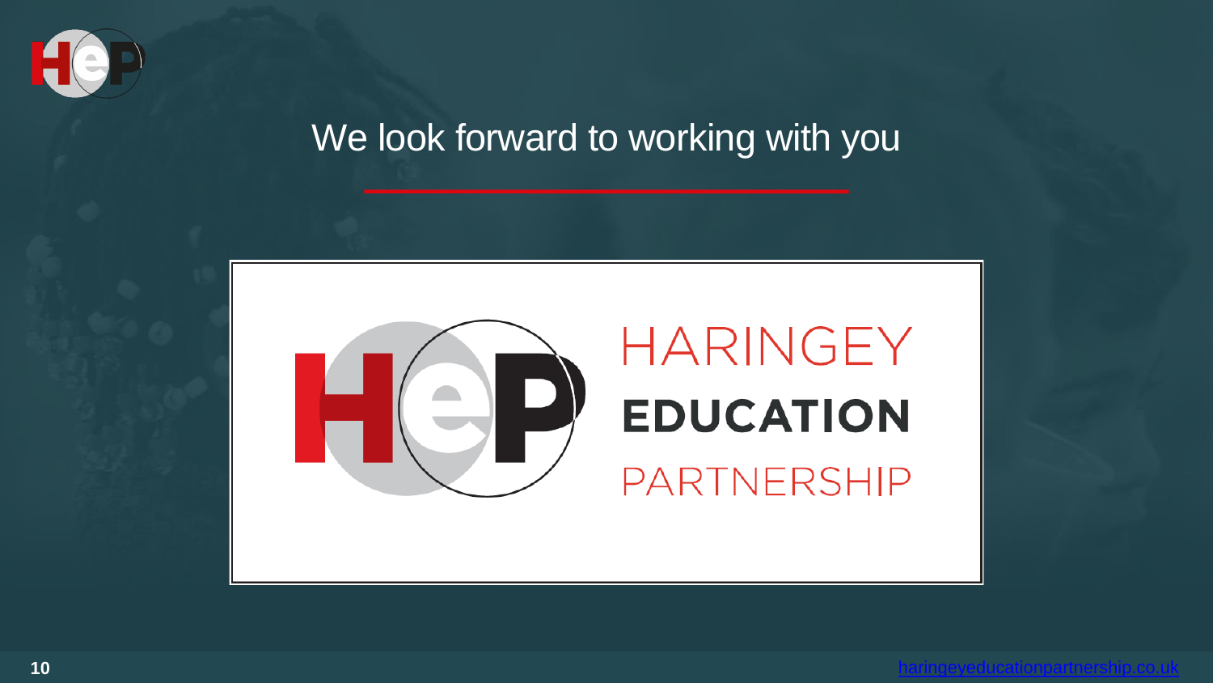# We look forward to working with you

HARINGEY
**EDUCATION**
PARTNERSHIP

haringeyeducationpartnership.co.uk